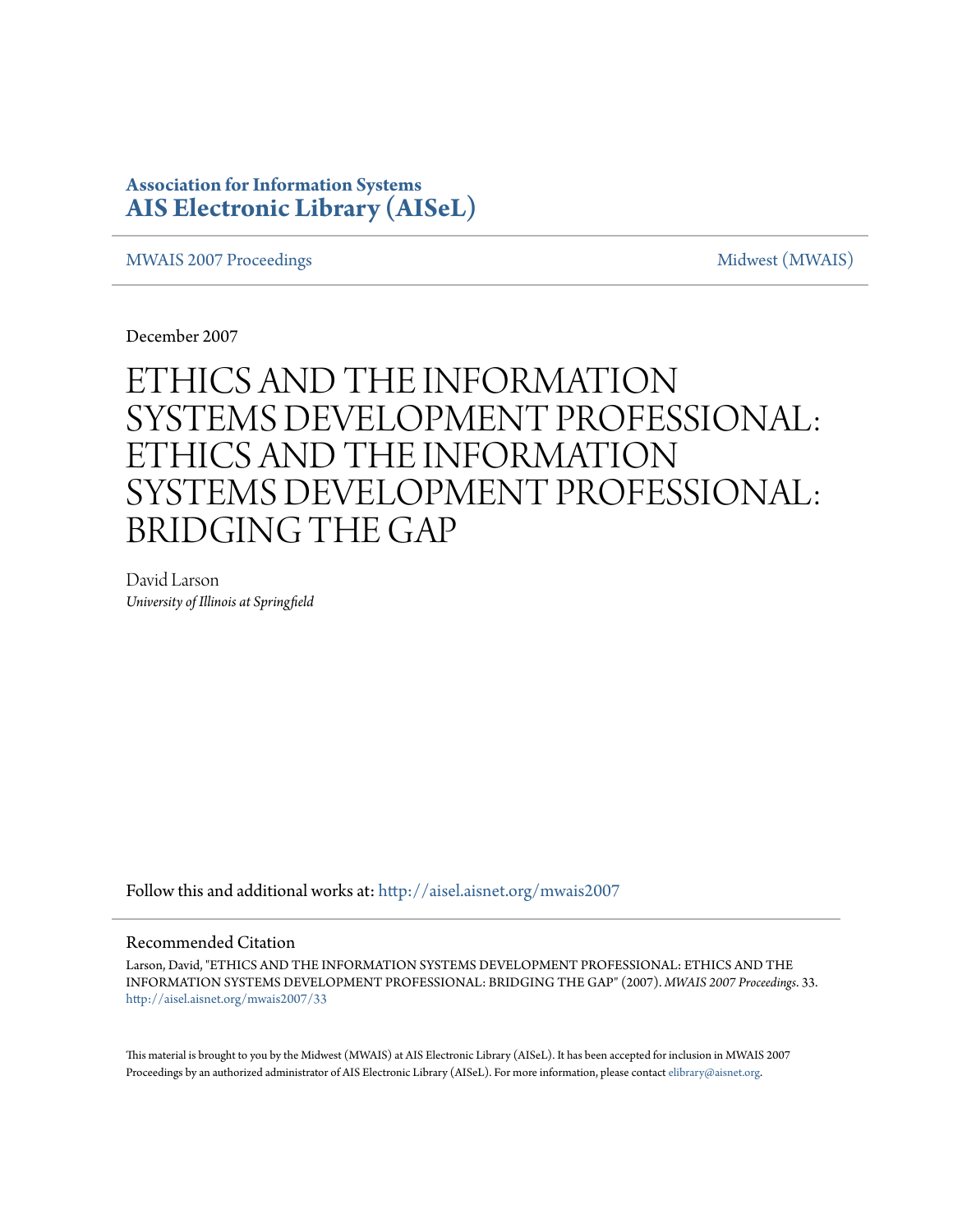**Association for Information Systems**
**AIS Electronic Library (AISeL)**

MWAIS 2007 Proceedings | Midwest (MWAIS)

December 2007

# ETHICS AND THE INFORMATION SYSTEMS DEVELOPMENT PROFESSIONAL: ETHICS AND THE INFORMATION SYSTEMS DEVELOPMENT PROFESSIONAL: BRIDGING THE GAP

David Larson
*University of Illinois at Springfield*

Follow this and additional works at: http://aisel.aisnet.org/mwais2007

## Recommended Citation

Larson, David, "ETHICS AND THE INFORMATION SYSTEMS DEVELOPMENT PROFESSIONAL: ETHICS AND THE INFORMATION SYSTEMS DEVELOPMENT PROFESSIONAL: BRIDGING THE GAP" (2007). *MWAIS 2007 Proceedings*. 33.
http://aisel.aisnet.org/mwais2007/33

This material is brought to you by the Midwest (MWAIS) at AIS Electronic Library (AISeL). It has been accepted for inclusion in MWAIS 2007 Proceedings by an authorized administrator of AIS Electronic Library (AISeL). For more information, please contact elibrary@aisnet.org.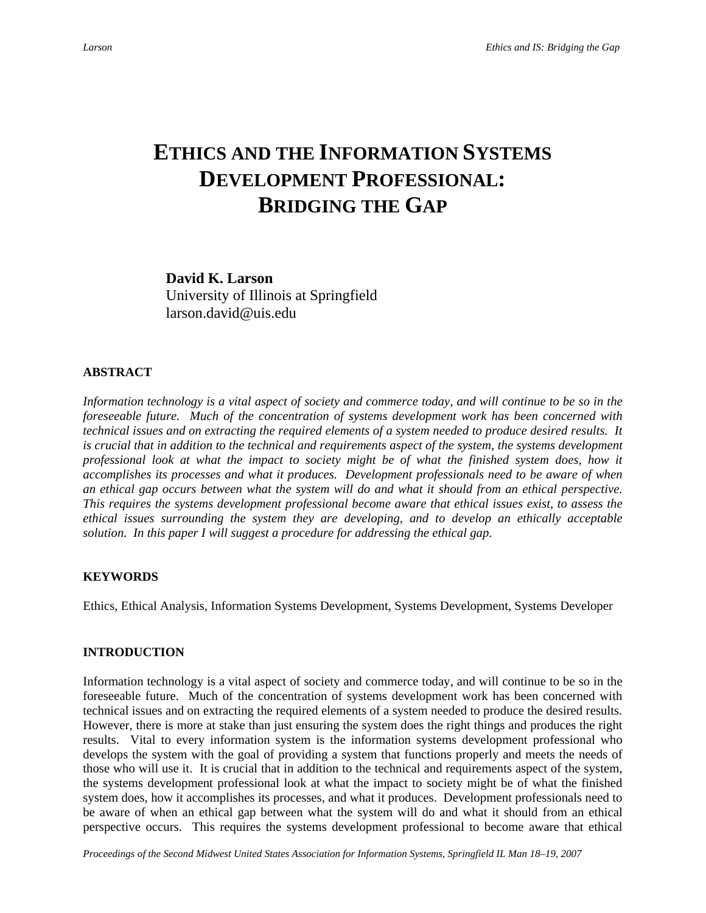# ETHICS AND THE INFORMATION SYSTEMS DEVELOPMENT PROFESSIONAL: BRIDGING THE GAP

**David K. Larson**
University of Illinois at Springfield
larson.david@uis.edu

### ABSTRACT

*Information technology is a vital aspect of society and commerce today, and will continue to be so in the foreseeable future. Much of the concentration of systems development work has been concerned with technical issues and on extracting the required elements of a system needed to produce desired results. It is crucial that in addition to the technical and requirements aspect of the system, the systems development professional look at what the impact to society might be of what the finished system does, how it accomplishes its processes and what it produces. Development professionals need to be aware of when an ethical gap occurs between what the system will do and what it should from an ethical perspective. This requires the systems development professional become aware that ethical issues exist, to assess the ethical issues surrounding the system they are developing, and to develop an ethically acceptable solution. In this paper I will suggest a procedure for addressing the ethical gap.*

### KEYWORDS

Ethics, Ethical Analysis, Information Systems Development, Systems Development, Systems Developer

### INTRODUCTION

Information technology is a vital aspect of society and commerce today, and will continue to be so in the foreseeable future. Much of the concentration of systems development work has been concerned with technical issues and on extracting the required elements of a system needed to produce the desired results. However, there is more at stake than just ensuring the system does the right things and produces the right results. Vital to every information system is the information systems development professional who develops the system with the goal of providing a system that functions properly and meets the needs of those who will use it. It is crucial that in addition to the technical and requirements aspect of the system, the systems development professional look at what the impact to society might be of what the finished system does, how it accomplishes its processes, and what it produces. Development professionals need to be aware of when an ethical gap between what the system will do and what it should from an ethical perspective occurs. This requires the systems development professional to become aware that ethical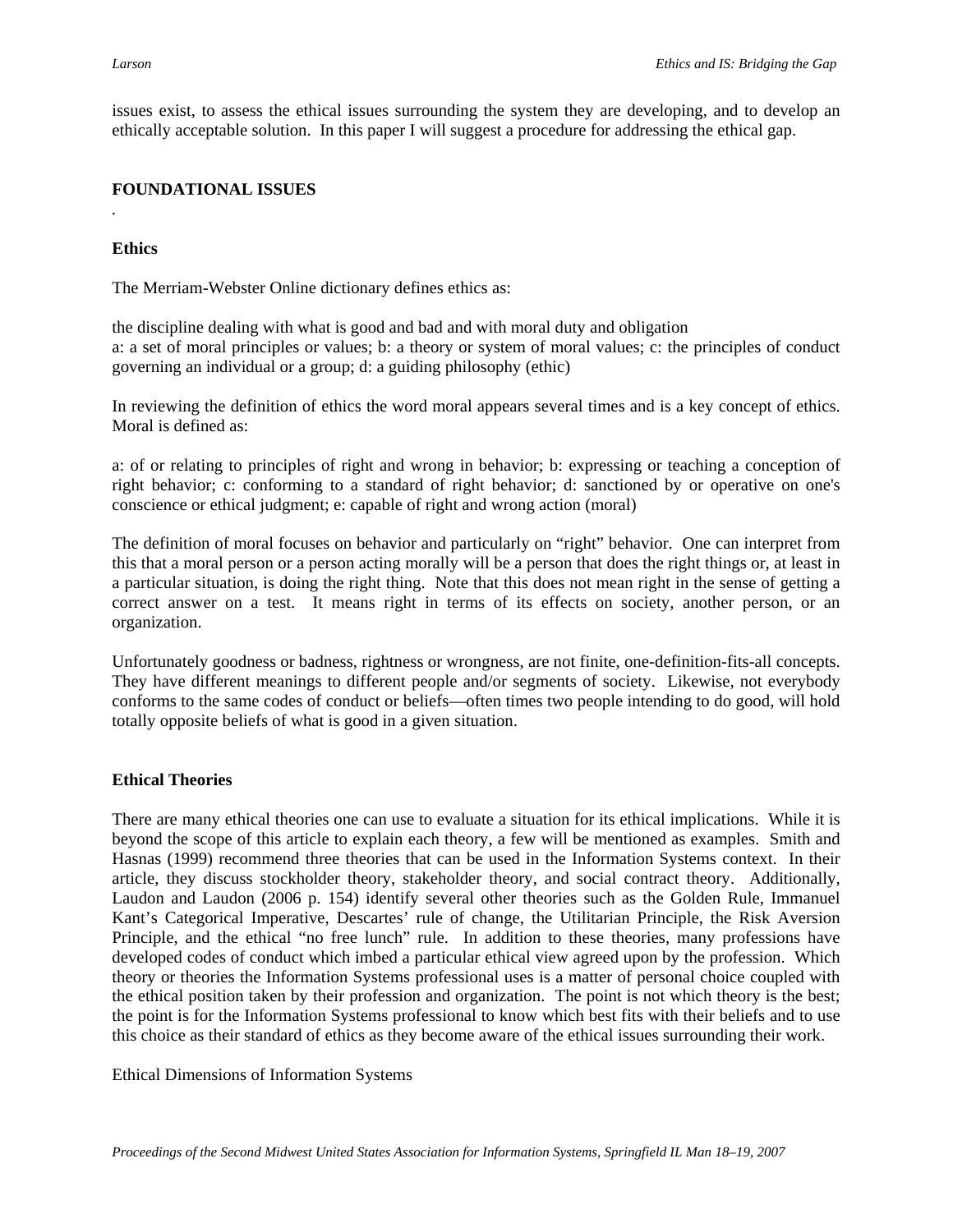issues exist, to assess the ethical issues surrounding the system they are developing, and to develop an ethically acceptable solution. In this paper I will suggest a procedure for addressing the ethical gap.

## FOUNDATIONAL ISSUES

.

### Ethics

The Merriam-Webster Online dictionary defines ethics as:

the discipline dealing with what is good and bad and with moral duty and obligation
a: a set of moral principles or values; b: a theory or system of moral values; c: the principles of conduct governing an individual or a group; d: a guiding philosophy (ethic)

In reviewing the definition of ethics the word moral appears several times and is a key concept of ethics. Moral is defined as:

a: of or relating to principles of right and wrong in behavior; b: expressing or teaching a conception of right behavior; c: conforming to a standard of right behavior; d: sanctioned by or operative on one's conscience or ethical judgment; e: capable of right and wrong action (moral)

The definition of moral focuses on behavior and particularly on "right" behavior. One can interpret from this that a moral person or a person acting morally will be a person that does the right things or, at least in a particular situation, is doing the right thing. Note that this does not mean right in the sense of getting a correct answer on a test. It means right in terms of its effects on society, another person, or an organization.

Unfortunately goodness or badness, rightness or wrongness, are not finite, one-definition-fits-all concepts. They have different meanings to different people and/or segments of society. Likewise, not everybody conforms to the same codes of conduct or beliefs—often times two people intending to do good, will hold totally opposite beliefs of what is good in a given situation.

### Ethical Theories

There are many ethical theories one can use to evaluate a situation for its ethical implications. While it is beyond the scope of this article to explain each theory, a few will be mentioned as examples. Smith and Hasnas (1999) recommend three theories that can be used in the Information Systems context. In their article, they discuss stockholder theory, stakeholder theory, and social contract theory. Additionally, Laudon and Laudon (2006 p. 154) identify several other theories such as the Golden Rule, Immanuel Kant's Categorical Imperative, Descartes' rule of change, the Utilitarian Principle, the Risk Aversion Principle, and the ethical "no free lunch" rule. In addition to these theories, many professions have developed codes of conduct which imbed a particular ethical view agreed upon by the profession. Which theory or theories the Information Systems professional uses is a matter of personal choice coupled with the ethical position taken by their profession and organization. The point is not which theory is the best; the point is for the Information Systems professional to know which best fits with their beliefs and to use this choice as their standard of ethics as they become aware of the ethical issues surrounding their work.

Ethical Dimensions of Information Systems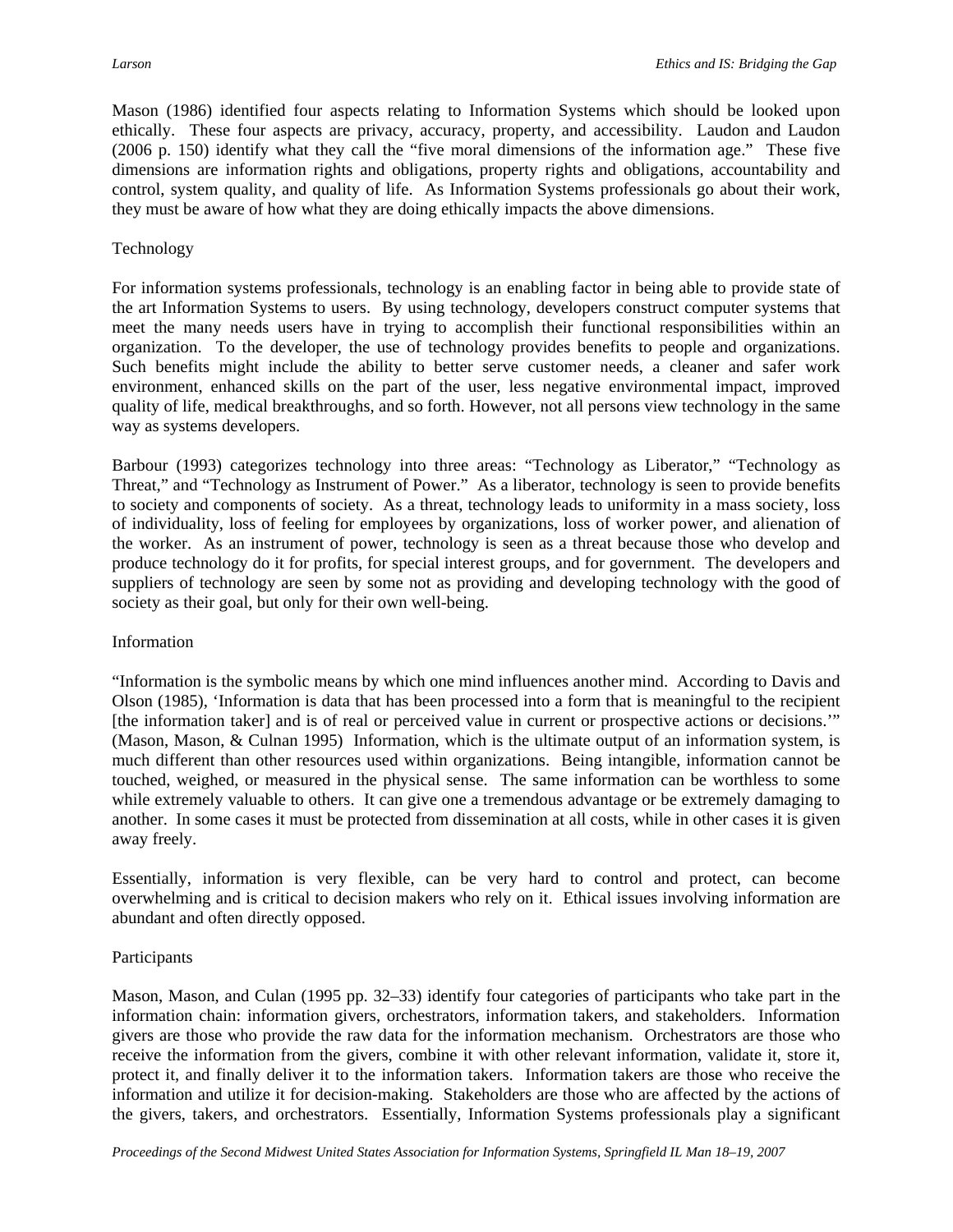Mason (1986) identified four aspects relating to Information Systems which should be looked upon ethically. These four aspects are privacy, accuracy, property, and accessibility. Laudon and Laudon (2006 p. 150) identify what they call the "five moral dimensions of the information age." These five dimensions are information rights and obligations, property rights and obligations, accountability and control, system quality, and quality of life. As Information Systems professionals go about their work, they must be aware of how what they are doing ethically impacts the above dimensions.

### Technology

For information systems professionals, technology is an enabling factor in being able to provide state of the art Information Systems to users. By using technology, developers construct computer systems that meet the many needs users have in trying to accomplish their functional responsibilities within an organization. To the developer, the use of technology provides benefits to people and organizations. Such benefits might include the ability to better serve customer needs, a cleaner and safer work environment, enhanced skills on the part of the user, less negative environmental impact, improved quality of life, medical breakthroughs, and so forth. However, not all persons view technology in the same way as systems developers.

Barbour (1993) categorizes technology into three areas: "Technology as Liberator," "Technology as Threat," and "Technology as Instrument of Power." As a liberator, technology is seen to provide benefits to society and components of society. As a threat, technology leads to uniformity in a mass society, loss of individuality, loss of feeling for employees by organizations, loss of worker power, and alienation of the worker. As an instrument of power, technology is seen as a threat because those who develop and produce technology do it for profits, for special interest groups, and for government. The developers and suppliers of technology are seen by some not as providing and developing technology with the good of society as their goal, but only for their own well-being.

### Information

"Information is the symbolic means by which one mind influences another mind. According to Davis and Olson (1985), 'Information is data that has been processed into a form that is meaningful to the recipient [the information taker] and is of real or perceived value in current or prospective actions or decisions.'" (Mason, Mason, & Culnan 1995) Information, which is the ultimate output of an information system, is much different than other resources used within organizations. Being intangible, information cannot be touched, weighed, or measured in the physical sense. The same information can be worthless to some while extremely valuable to others. It can give one a tremendous advantage or be extremely damaging to another. In some cases it must be protected from dissemination at all costs, while in other cases it is given away freely.

Essentially, information is very flexible, can be very hard to control and protect, can become overwhelming and is critical to decision makers who rely on it. Ethical issues involving information are abundant and often directly opposed.

### Participants

Mason, Mason, and Culan (1995 pp. 32–33) identify four categories of participants who take part in the information chain: information givers, orchestrators, information takers, and stakeholders. Information givers are those who provide the raw data for the information mechanism. Orchestrators are those who receive the information from the givers, combine it with other relevant information, validate it, store it, protect it, and finally deliver it to the information takers. Information takers are those who receive the information and utilize it for decision-making. Stakeholders are those who are affected by the actions of the givers, takers, and orchestrators. Essentially, Information Systems professionals play a significant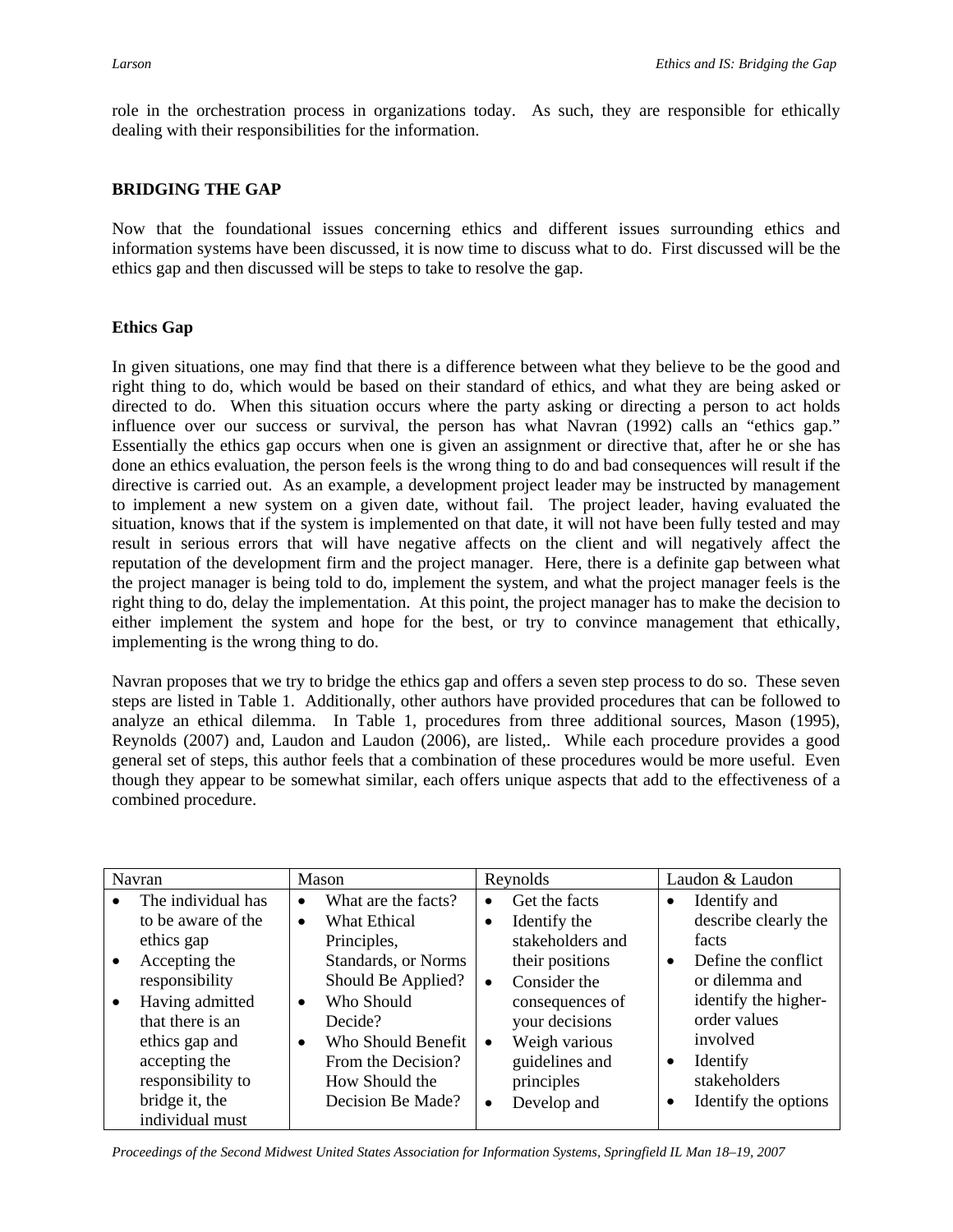role in the orchestration process in organizations today. As such, they are responsible for ethically dealing with their responsibilities for the information.

## BRIDGING THE GAP

Now that the foundational issues concerning ethics and different issues surrounding ethics and information systems have been discussed, it is now time to discuss what to do. First discussed will be the ethics gap and then discussed will be steps to take to resolve the gap.

### Ethics Gap

In given situations, one may find that there is a difference between what they believe to be the good and right thing to do, which would be based on their standard of ethics, and what they are being asked or directed to do. When this situation occurs where the party asking or directing a person to act holds influence over our success or survival, the person has what Navran (1992) calls an "ethics gap." Essentially the ethics gap occurs when one is given an assignment or directive that, after he or she has done an ethics evaluation, the person feels is the wrong thing to do and bad consequences will result if the directive is carried out. As an example, a development project leader may be instructed by management to implement a new system on a given date, without fail. The project leader, having evaluated the situation, knows that if the system is implemented on that date, it will not have been fully tested and may result in serious errors that will have negative affects on the client and will negatively affect the reputation of the development firm and the project manager. Here, there is a definite gap between what the project manager is being told to do, implement the system, and what the project manager feels is the right thing to do, delay the implementation. At this point, the project manager has to make the decision to either implement the system and hope for the best, or try to convince management that ethically, implementing is the wrong thing to do.

Navran proposes that we try to bridge the ethics gap and offers a seven step process to do so. These seven steps are listed in Table 1. Additionally, other authors have provided procedures that can be followed to analyze an ethical dilemma. In Table 1, procedures from three additional sources, Mason (1995), Reynolds (2007) and, Laudon and Laudon (2006), are listed,. While each procedure provides a good general set of steps, this author feels that a combination of these procedures would be more useful. Even though they appear to be somewhat similar, each offers unique aspects that add to the effectiveness of a combined procedure.

| Navran | Mason | Reynolds | Laudon & Laudon |
|---|---|---|---|
| • The individual has to be aware of the ethics gap<br>• Accepting the responsibility<br>• Having admitted that there is an ethics gap and accepting the responsibility to bridge it, the individual must | • What are the facts?<br>• What Ethical Principles, Standards, or Norms Should Be Applied?<br>• Who Should Decide?<br>• Who Should Benefit From the Decision? How Should the Decision Be Made? | • Get the facts<br>• Identify the stakeholders and their positions<br>• Consider the consequences of your decisions<br>• Weigh various guidelines and principles<br>• Develop and | • Identify and describe clearly the facts<br>• Define the conflict or dilemma and identify the higher-order values involved<br>• Identify stakeholders<br>• Identify the options |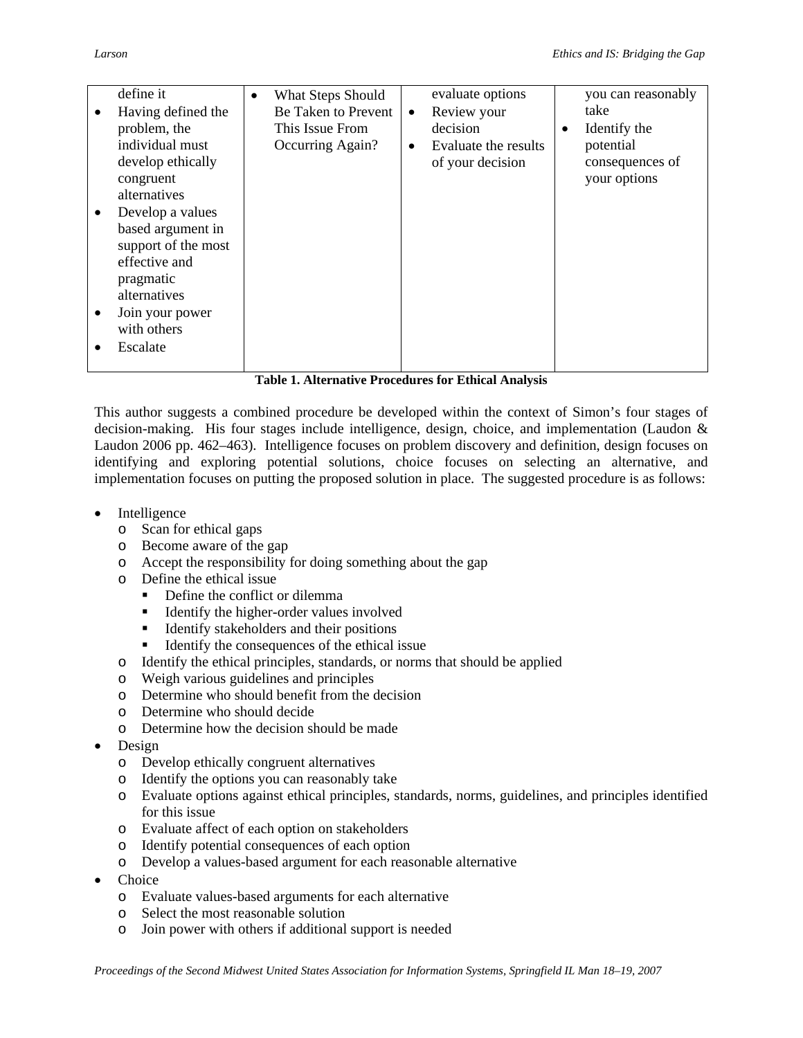| | | | |
|---|---|---|---|
| define it<br>• Having defined the problem, the individual must develop ethically congruent alternatives<br>• Develop a values based argument in support of the most effective and pragmatic alternatives<br>• Join your power with others<br>• Escalate | • What Steps Should Be Taken to Prevent This Issue From Occurring Again? | evaluate options<br>• Review your decision<br>• Evaluate the results of your decision | you can reasonably take<br>• Identify the potential consequences of your options |

**Table 1. Alternative Procedures for Ethical Analysis**

This author suggests a combined procedure be developed within the context of Simon's four stages of decision-making. His four stages include intelligence, design, choice, and implementation (Laudon & Laudon 2006 pp. 462–463). Intelligence focuses on problem discovery and definition, design focuses on identifying and exploring potential solutions, choice focuses on selecting an alternative, and implementation focuses on putting the proposed solution in place. The suggested procedure is as follows:

- Intelligence
  - Scan for ethical gaps
  - Become aware of the gap
  - Accept the responsibility for doing something about the gap
  - Define the ethical issue
    - Define the conflict or dilemma
    - Identify the higher-order values involved
    - Identify stakeholders and their positions
    - Identify the consequences of the ethical issue
  - Identify the ethical principles, standards, or norms that should be applied
  - Weigh various guidelines and principles
  - Determine who should benefit from the decision
  - Determine who should decide
  - Determine how the decision should be made
- Design
  - Develop ethically congruent alternatives
  - Identify the options you can reasonably take
  - Evaluate options against ethical principles, standards, norms, guidelines, and principles identified for this issue
  - Evaluate affect of each option on stakeholders
  - Identify potential consequences of each option
  - Develop a values-based argument for each reasonable alternative
- Choice
  - Evaluate values-based arguments for each alternative
  - Select the most reasonable solution
  - Join power with others if additional support is needed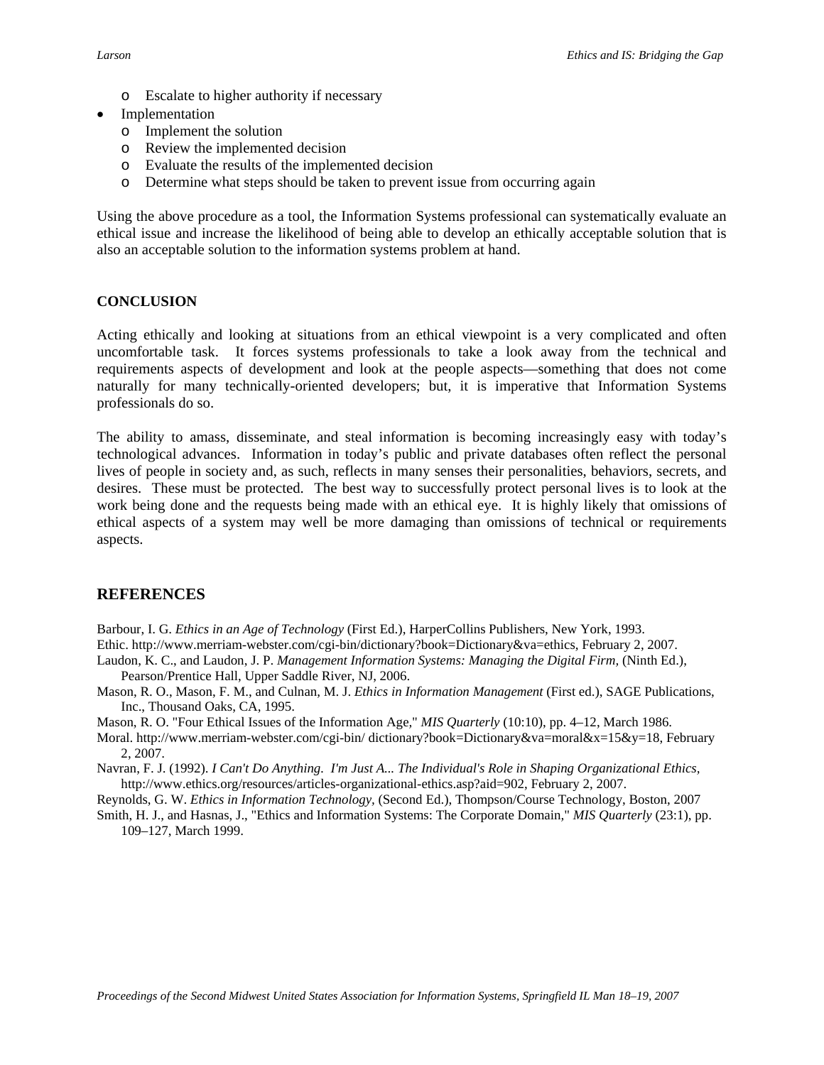- Escalate to higher authority if necessary
- Implementation
    - Implement the solution
    - Review the implemented decision
    - Evaluate the results of the implemented decision
    - Determine what steps should be taken to prevent issue from occurring again

Using the above procedure as a tool, the Information Systems professional can systematically evaluate an ethical issue and increase the likelihood of being able to develop an ethically acceptable solution that is also an acceptable solution to the information systems problem at hand.

**CONCLUSION**

Acting ethically and looking at situations from an ethical viewpoint is a very complicated and often uncomfortable task. It forces systems professionals to take a look away from the technical and requirements aspects of development and look at the people aspects—something that does not come naturally for many technically-oriented developers; but, it is imperative that Information Systems professionals do so.

The ability to amass, disseminate, and steal information is becoming increasingly easy with today's technological advances. Information in today's public and private databases often reflect the personal lives of people in society and, as such, reflects in many senses their personalities, behaviors, secrets, and desires. These must be protected. The best way to successfully protect personal lives is to look at the work being done and the requests being made with an ethical eye. It is highly likely that omissions of ethical aspects of a system may well be more damaging than omissions of technical or requirements aspects.

## REFERENCES

Barbour, I. G. *Ethics in an Age of Technology* (First Ed.), HarperCollins Publishers, New York, 1993.

Ethic. http://www.merriam-webster.com/cgi-bin/dictionary?book=Dictionary&va=ethics, February 2, 2007.

Laudon, K. C., and Laudon, J. P. *Management Information Systems: Managing the Digital Firm*, (Ninth Ed.), Pearson/Prentice Hall, Upper Saddle River, NJ, 2006.

Mason, R. O., Mason, F. M., and Culnan, M. J. *Ethics in Information Management* (First ed.), SAGE Publications, Inc., Thousand Oaks, CA, 1995.

Mason, R. O. "Four Ethical Issues of the Information Age," *MIS Quarterly* (10:10), pp. 4–12, March 1986.

Moral. http://www.merriam-webster.com/cgi-bin/ dictionary?book=Dictionary&va=moral&x=15&y=18, February 2, 2007.

Navran, F. J. (1992). *I Can't Do Anything. I'm Just A... The Individual's Role in Shaping Organizational Ethics*, http://www.ethics.org/resources/articles-organizational-ethics.asp?aid=902, February 2, 2007.

Reynolds, G. W. *Ethics in Information Technology*, (Second Ed.), Thompson/Course Technology, Boston, 2007

Smith, H. J., and Hasnas, J., "Ethics and Information Systems: The Corporate Domain," *MIS Quarterly* (23:1), pp. 109–127, March 1999.